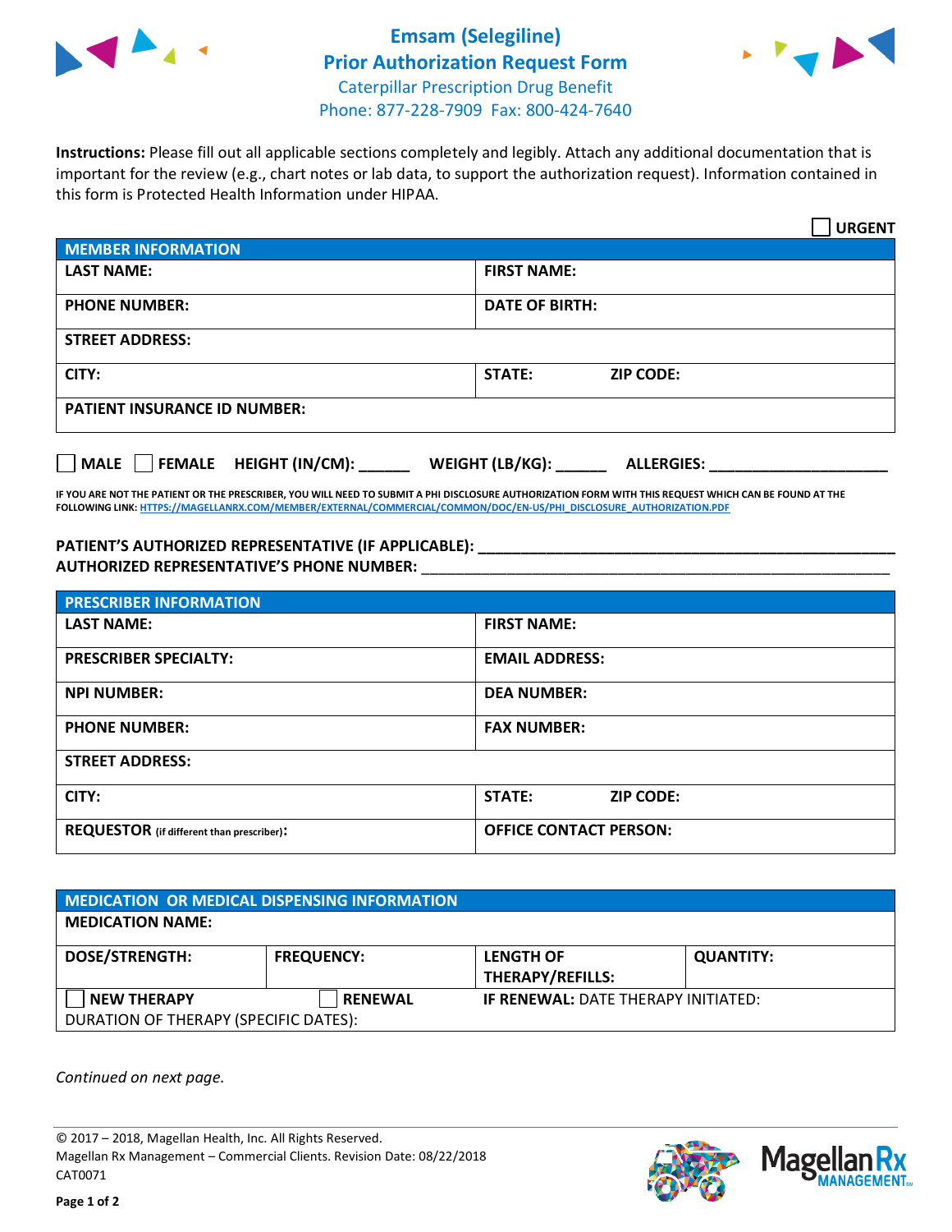# Emsam (Selegiline) Prior Authorization Request Form

Caterpillar Prescription Drug Benefit
Phone: 877-228-7909 Fax: 800-424-7640

**Instructions:** Please fill out all applicable sections completely and legibly. Attach any additional documentation that is important for the review (e.g., chart notes or lab data, to support the authorization request). Information contained in this form is Protected Health Information under HIPAA.

☐ **URGENT**

| MEMBER INFORMATION | |
|---|---|
| **LAST NAME:** | **FIRST NAME:** |
| **PHONE NUMBER:** | **DATE OF BIRTH:** |
| **STREET ADDRESS:** | |
| **CITY:** | **STATE:** **ZIP CODE:** |
| **PATIENT INSURANCE ID NUMBER:** | |

☐ **MALE** ☐ **FEMALE** **HEIGHT (IN/CM):** ______ **WEIGHT (LB/KG):** ______ **ALLERGIES:** ____________________

**IF YOU ARE NOT THE PATIENT OR THE PRESCRIBER, YOU WILL NEED TO SUBMIT A PHI DISCLOSURE AUTHORIZATION FORM WITH THIS REQUEST WHICH CAN BE FOUND AT THE FOLLOWING LINK: HTTPS://MAGELLANRX.COM/MEMBER/EXTERNAL/COMMERCIAL/COMMON/DOC/EN-US/PHI_DISCLOSURE_AUTHORIZATION.PDF**

**PATIENT'S AUTHORIZED REPRESENTATIVE (IF APPLICABLE):** ____________________________________________
**AUTHORIZED REPRESENTATIVE'S PHONE NUMBER:** ____________________________________________

| PRESCRIBER INFORMATION | |
|---|---|
| **LAST NAME:** | **FIRST NAME:** |
| **PRESCRIBER SPECIALTY:** | **EMAIL ADDRESS:** |
| **NPI NUMBER:** | **DEA NUMBER:** |
| **PHONE NUMBER:** | **FAX NUMBER:** |
| **STREET ADDRESS:** | |
| **CITY:** | **STATE:** **ZIP CODE:** |
| **REQUESTOR** (if different than prescriber)**:** | **OFFICE CONTACT PERSON:** |

| MEDICATION OR MEDICAL DISPENSING INFORMATION | | | |
|---|---|---|---|
| **MEDICATION NAME:** | | | |
| **DOSE/STRENGTH:** | **FREQUENCY:** | **LENGTH OF THERAPY/REFILLS:** | **QUANTITY:** |
| ☐ **NEW THERAPY** | ☐ **RENEWAL** | **IF RENEWAL:** DATE THERAPY INITIATED: | |
| DURATION OF THERAPY (SPECIFIC DATES): | | | |

*Continued on next page.*

© 2017 – 2018, Magellan Health, Inc. All Rights Reserved.
Magellan Rx Management – Commercial Clients. Revision Date: 08/22/2018
CAT0071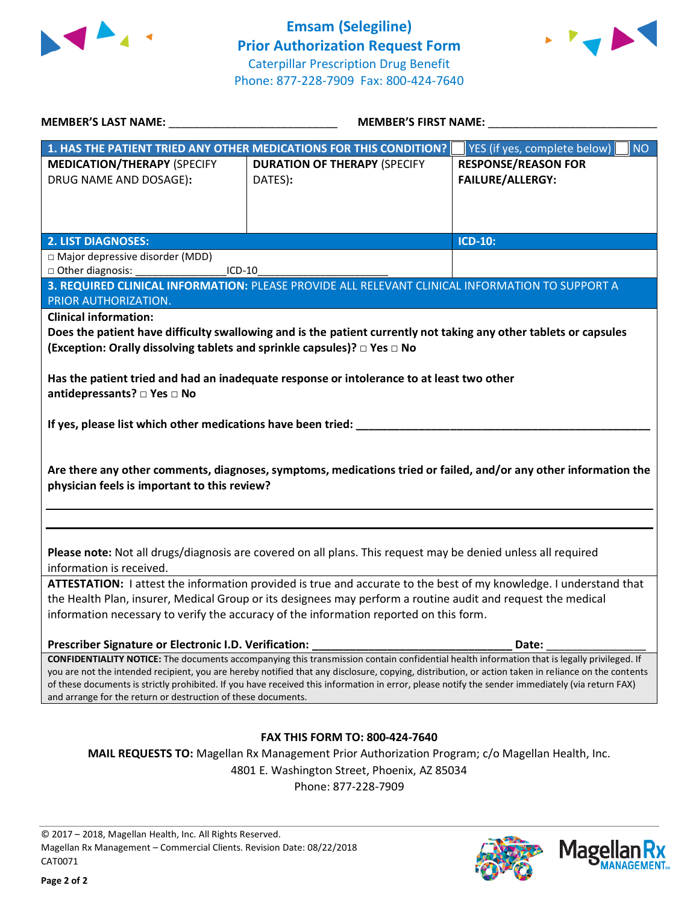# Emsam (Selegiline) Prior Authorization Request Form

Caterpillar Prescription Drug Benefit
Phone: 877-228-7909 Fax: 800-424-7640

**MEMBER'S LAST NAME:** ___________________________ **MEMBER'S FIRST NAME:** ___________________________

| **1. HAS THE PATIENT TRIED ANY OTHER MEDICATIONS FOR THIS CONDITION?** | | ☐ YES (if yes, complete below) ☐ NO |
|---|---|---|
| **MEDICATION/THERAPY** (SPECIFY DRUG NAME AND DOSAGE): | **DURATION OF THERAPY** (SPECIFY DATES): | **RESPONSE/REASON FOR FAILURE/ALLERGY:** |
| | | |

| **2. LIST DIAGNOSES:** | **ICD-10:** |
|---|---|
| □ Major depressive disorder (MDD)<br>□ Other diagnosis: _______________ICD-10______________________ | |

**3. REQUIRED CLINICAL INFORMATION:** PLEASE PROVIDE ALL RELEVANT CLINICAL INFORMATION TO SUPPORT A PRIOR AUTHORIZATION.

**Clinical information:**

**Does the patient have difficulty swallowing and is the patient currently not taking any other tablets or capsules (Exception: Orally dissolving tablets and sprinkle capsules)? □ Yes □ No**

**Has the patient tried and had an inadequate response or intolerance to at least two other antidepressants? □ Yes □ No**

**If yes, please list which other medications have been tried:** _______________________________________________

**Are there any other comments, diagnoses, symptoms, medications tried or failed, and/or any other information the physician feels is important to this review?**

_______________________________________________________________________________

_______________________________________________________________________________

**Please note:** Not all drugs/diagnosis are covered on all plans. This request may be denied unless all required information is received.

**ATTESTATION:** I attest the information provided is true and accurate to the best of my knowledge. I understand that the Health Plan, insurer, Medical Group or its designees may perform a routine audit and request the medical information necessary to verify the accuracy of the information reported on this form.

**Prescriber Signature or Electronic I.D. Verification:** _________________________________ **Date:** ________________

**CONFIDENTIALITY NOTICE:** The documents accompanying this transmission contain confidential health information that is legally privileged. If you are not the intended recipient, you are hereby notified that any disclosure, copying, distribution, or action taken in reliance on the contents of these documents is strictly prohibited. If you have received this information in error, please notify the sender immediately (via return FAX) and arrange for the return or destruction of these documents.

**FAX THIS FORM TO: 800-424-7640**

**MAIL REQUESTS TO:** Magellan Rx Management Prior Authorization Program; c/o Magellan Health, Inc.
4801 E. Washington Street, Phoenix, AZ 85034
Phone: 877-228-7909

© 2017 – 2018, Magellan Health, Inc. All Rights Reserved.
Magellan Rx Management – Commercial Clients. Revision Date: 08/22/2018
CAT0071